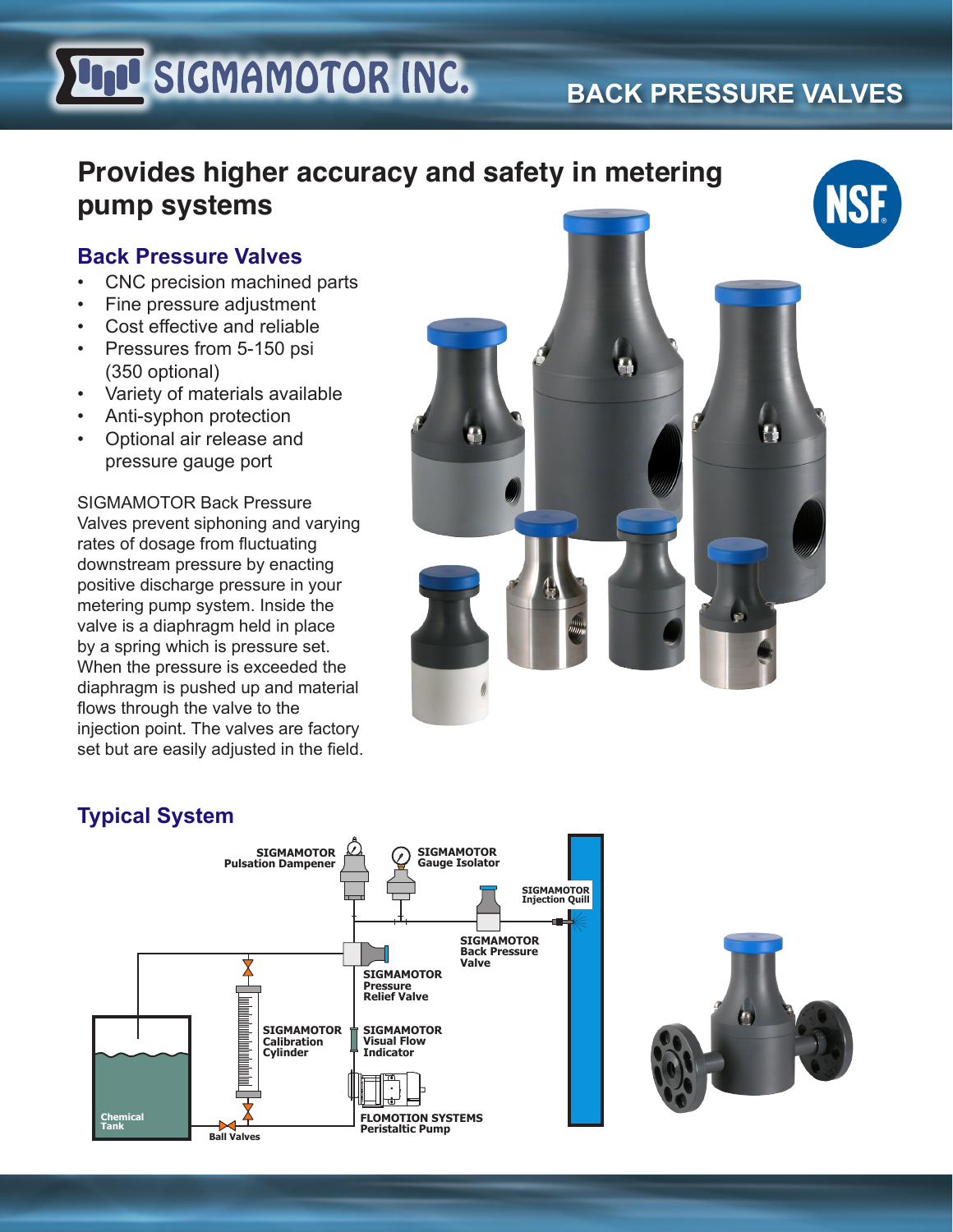# SIGMAMOTOR INC.

## BACK PRESSURE VALVES

## Provides higher accuracy and safety in metering pump systems

### Back Pressure Valves

- CNC precision machined parts
- Fine pressure adjustment
- Cost effective and reliable
- Pressures from 5-150 psi (350 optional)
- Variety of materials available
- Anti-syphon protection
- Optional air release and pressure gauge port

SIGMAMOTOR Back Pressure Valves prevent siphoning and varying rates of dosage from fluctuating downstream pressure by enacting positive discharge pressure in your metering pump system. Inside the valve is a diaphragm held in place by a spring which is pressure set. When the pressure is exceeded the diaphragm is pushed up and material flows through the valve to the injection point. The valves are factory set but are easily adjusted in the field.

### Typical System

SIGMAMOTOR Pulsation Dampener

SIGMAMOTOR Gauge Isolator

SIGMAMOTOR Injection Quill

SIGMAMOTOR Back Pressure Valve

SIGMAMOTOR Pressure Relief Valve

SIGMAMOTOR Calibration Cylinder

SIGMAMOTOR Visual Flow Indicator

Chemical Tank

Ball Valves

FLOMOTION SYSTEMS Peristaltic Pump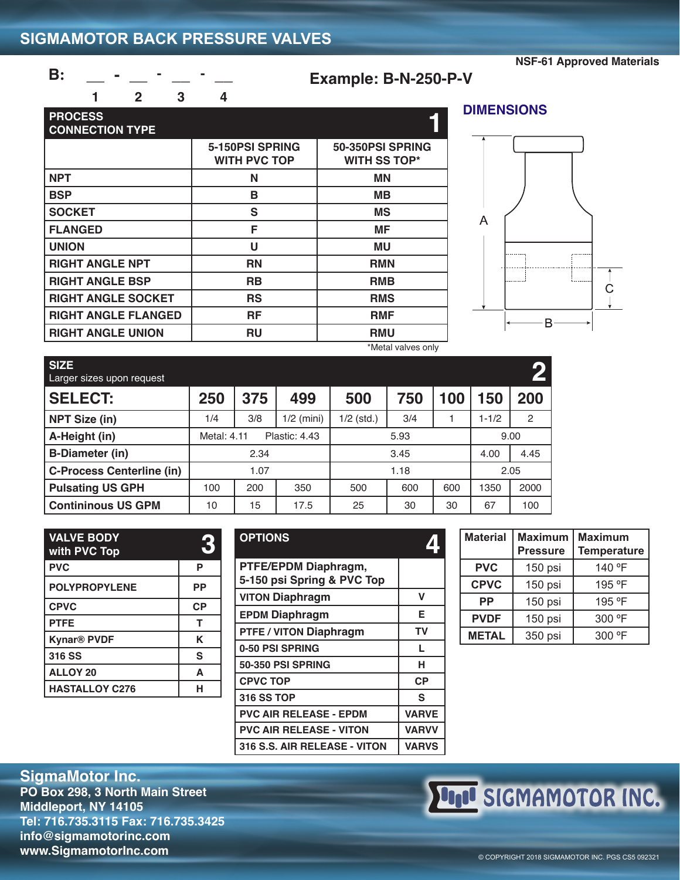# SIGMAMOTOR BACK PRESSURE VALVES

**NSF-61 Approved Materials**

**B: __ - __ - __ - __**
1 2 3 4

**Example: B-N-250-P-V**

| PROCESS CONNECTION TYPE **1** | 5-150PSI SPRING WITH PVC TOP | 50-350PSI SPRING WITH SS TOP* |
|---|---|---|
| NPT | N | MN |
| BSP | B | MB |
| SOCKET | S | MS |
| FLANGED | F | MF |
| UNION | U | MU |
| RIGHT ANGLE NPT | RN | RMN |
| RIGHT ANGLE BSP | RB | RMB |
| RIGHT ANGLE SOCKET | RS | RMS |
| RIGHT ANGLE FLANGED | RF | RMF |
| RIGHT ANGLE UNION | RU | RMU |

*Metal valves only

## DIMENSIONS

A
C
B

**SIZE 2**
Larger sizes upon request

| SELECT: | 250 | 375 | 499 | 500 | 750 | 100 | 150 | 200 |
|---|---|---|---|---|---|---|---|---|
| NPT Size (in) | 1/4 | 3/8 | 1/2 (mini) | 1/2 (std.) | 3/4 | 1 | 1-1/2 | 2 |
| A-Height (in) | Metal: 4.11 | | Plastic: 4.43 | 5.93 | | | 9.00 | |
| B-Diameter (in) | 2.34 | | | 3.45 | | | 4.00 | 4.45 |
| C-Process Centerline (in) | 1.07 | | | 1.18 | | | 2.05 | |
| Pulsating US GPH | 100 | 200 | 350 | 500 | 600 | 600 | 1350 | 2000 |
| Contininous US GPM | 10 | 15 | 17.5 | 25 | 30 | 30 | 67 | 100 |

| VALVE BODY with PVC Top | 3 |
|---|---|
| PVC | P |
| POLYPROPYLENE | PP |
| CPVC | CP |
| PTFE | T |
| Kynar® PVDF | K |
| 316 SS | S |
| ALLOY 20 | A |
| HASTALLOY C276 | H |

| OPTIONS | 4 |
|---|---|
| PTFE/EPDM Diaphragm, 5-150 psi Spring & PVC Top | |
| VITON Diaphragm | V |
| EPDM Diaphragm | E |
| PTFE / VITON Diaphragm | TV |
| 0-50 PSI SPRING | L |
| 50-350 PSI SPRING | H |
| CPVC TOP | CP |
| 316 SS TOP | S |
| PVC AIR RELEASE - EPDM | VARVE |
| PVC AIR RELEASE - VITON | VARVV |
| 316 S.S. AIR RELEASE - VITON | VARVS |

| Material | Maximum Pressure | Maximum Temperature |
|---|---|---|
| PVC | 150 psi | 140 °F |
| CPVC | 150 psi | 195 °F |
| PP | 150 psi | 195 °F |
| PVDF | 150 psi | 300 °F |
| METAL | 350 psi | 300 °F |

**SigmaMotor Inc.**
**PO Box 298, 3 North Main Street**
**Middleport, NY 14105**
**Tel: 716.735.3115 Fax: 716.735.3425**
**info@sigmamotorinc.com**
**www.SigmamotorInc.com**

SIGMAMOTOR INC.

© COPYRIGHT 2018 SIGMAMOTOR INC. PGS CS5 092321